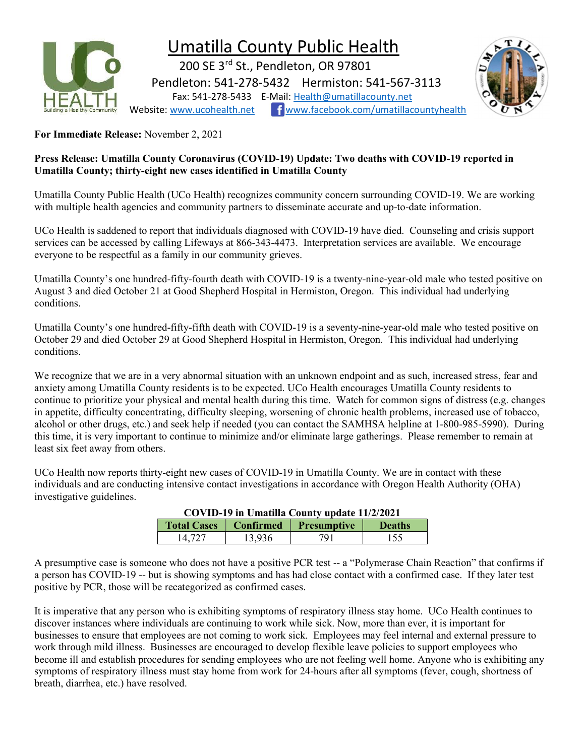# Umatilla County Public Health

200 SE 3rd St., Pendleton, OR 97801

Pendleton: 541-278-5432 Hermiston: 541-567-3113

Fax: 541-278-5433 E-Mail: Health@umatillacounty.net

Website: www.ucohealth.net www.facebook.com/umatillacountyhealth

**For Immediate Release:** November 2, 2021

**Press Release: Umatilla County Coronavirus (COVID-19) Update: Two deaths with COVID-19 reported in Umatilla County; thirty-eight new cases identified in Umatilla County**

Umatilla County Public Health (UCo Health) recognizes community concern surrounding COVID-19. We are working with multiple health agencies and community partners to disseminate accurate and up-to-date information.

UCo Health is saddened to report that individuals diagnosed with COVID-19 have died. Counseling and crisis support services can be accessed by calling Lifeways at 866-343-4473. Interpretation services are available. We encourage everyone to be respectful as a family in our community grieves.

Umatilla County's one hundred-fifty-fourth death with COVID-19 is a twenty-nine-year-old male who tested positive on August 3 and died October 21 at Good Shepherd Hospital in Hermiston, Oregon. This individual had underlying conditions.

Umatilla County's one hundred-fifty-fifth death with COVID-19 is a seventy-nine-year-old male who tested positive on October 29 and died October 29 at Good Shepherd Hospital in Hermiston, Oregon. This individual had underlying conditions.

We recognize that we are in a very abnormal situation with an unknown endpoint and as such, increased stress, fear and anxiety among Umatilla County residents is to be expected. UCo Health encourages Umatilla County residents to continue to prioritize your physical and mental health during this time. Watch for common signs of distress (e.g. changes in appetite, difficulty concentrating, difficulty sleeping, worsening of chronic health problems, increased use of tobacco, alcohol or other drugs, etc.) and seek help if needed (you can contact the SAMHSA helpline at 1-800-985-5990). During this time, it is very important to continue to minimize and/or eliminate large gatherings. Please remember to remain at least six feet away from others.

UCo Health now reports thirty-eight new cases of COVID-19 in Umatilla County. We are in contact with these individuals and are conducting intensive contact investigations in accordance with Oregon Health Authority (OHA) investigative guidelines.

**COVID-19 in Umatilla County update 11/2/2021**

| Total Cases | Confirmed | Presumptive | Deaths |
|---|---|---|---|
| 14,727 | 13,936 | 791 | 155 |

A presumptive case is someone who does not have a positive PCR test -- a "Polymerase Chain Reaction" that confirms if a person has COVID-19 -- but is showing symptoms and has had close contact with a confirmed case. If they later test positive by PCR, those will be recategorized as confirmed cases.

It is imperative that any person who is exhibiting symptoms of respiratory illness stay home. UCo Health continues to discover instances where individuals are continuing to work while sick. Now, more than ever, it is important for businesses to ensure that employees are not coming to work sick. Employees may feel internal and external pressure to work through mild illness. Businesses are encouraged to develop flexible leave policies to support employees who become ill and establish procedures for sending employees who are not feeling well home. Anyone who is exhibiting any symptoms of respiratory illness must stay home from work for 24-hours after all symptoms (fever, cough, shortness of breath, diarrhea, etc.) have resolved.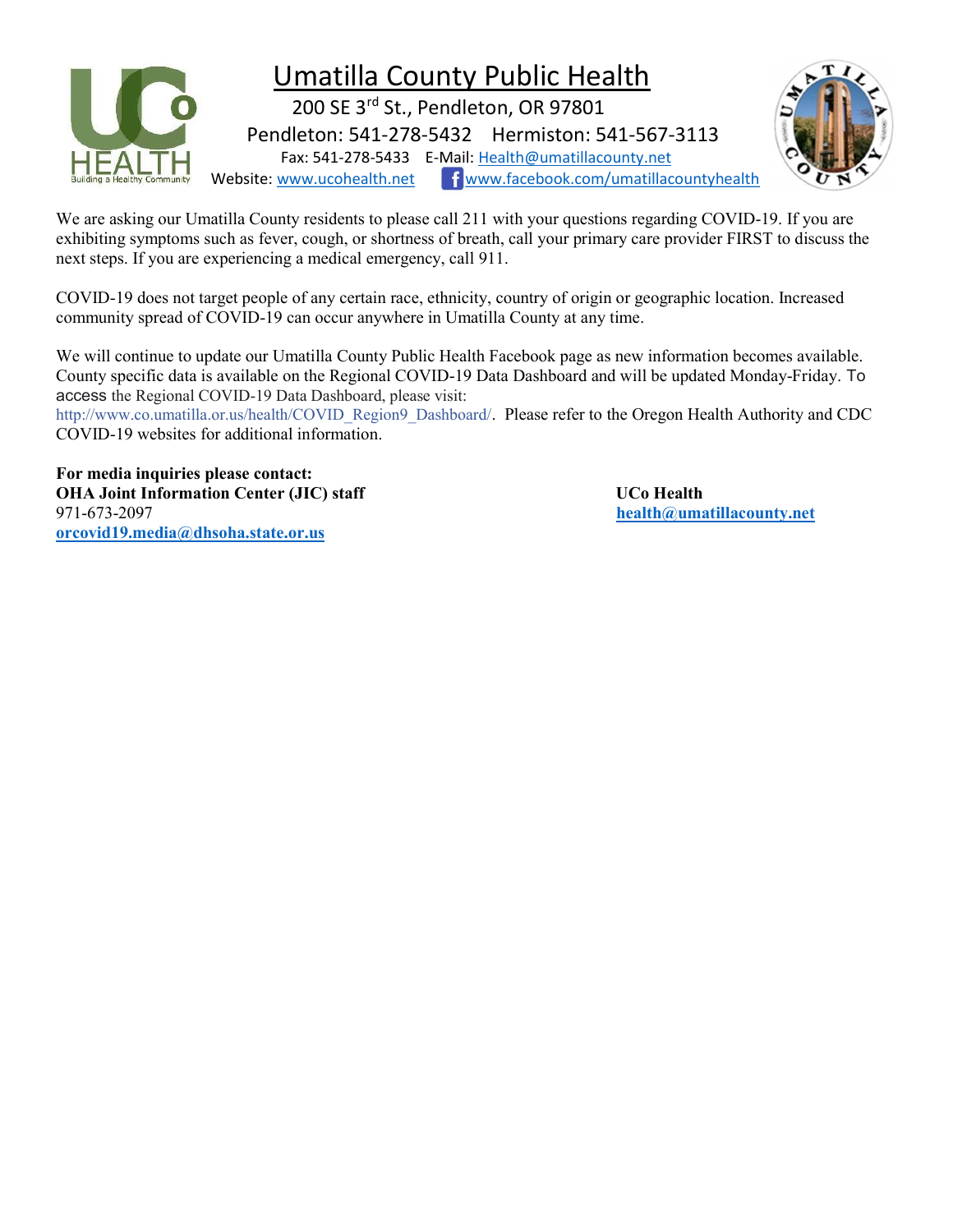# Umatilla County Public Health

200 SE 3rd St., Pendleton, OR 97801

Pendleton: 541-278-5432 Hermiston: 541-567-3113

Fax: 541-278-5433 E-Mail: Health@umatillacounty.net

Website: www.ucohealth.net www.facebook.com/umatillacountyhealth

We are asking our Umatilla County residents to please call 211 with your questions regarding COVID-19. If you are exhibiting symptoms such as fever, cough, or shortness of breath, call your primary care provider FIRST to discuss the next steps. If you are experiencing a medical emergency, call 911.

COVID-19 does not target people of any certain race, ethnicity, country of origin or geographic location. Increased community spread of COVID-19 can occur anywhere in Umatilla County at any time.

We will continue to update our Umatilla County Public Health Facebook page as new information becomes available. County specific data is available on the Regional COVID-19 Data Dashboard and will be updated Monday-Friday. To access the Regional COVID-19 Data Dashboard, please visit: http://www.co.umatilla.or.us/health/COVID_Region9_Dashboard/. Please refer to the Oregon Health Authority and CDC COVID-19 websites for additional information.

**For media inquiries please contact:**

**OHA Joint Information Center (JIC) staff**
971-673-2097
**orcovid19.media@dhsoha.state.or.us**

**UCo Health**
**health@umatillacounty.net**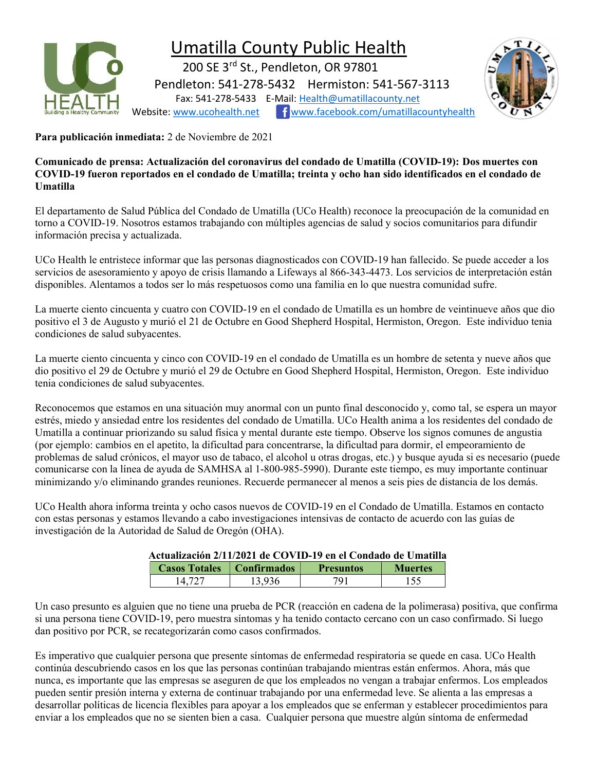# Umatilla County Public Health

200 SE 3rd St., Pendleton, OR 97801
Pendleton: 541-278-5432 Hermiston: 541-567-3113
Fax: 541-278-5433 E-Mail: Health@umatillacounty.net
Website: www.ucohealth.net www.facebook.com/umatillacountyhealth

**Para publicación inmediata:** 2 de Noviembre de 2021

**Comunicado de prensa: Actualización del coronavirus del condado de Umatilla (COVID-19): Dos muertes con COVID-19 fueron reportados en el condado de Umatilla; treinta y ocho han sido identificados en el condado de Umatilla**

El departamento de Salud Pública del Condado de Umatilla (UCo Health) reconoce la preocupación de la comunidad en torno a COVID-19. Nosotros estamos trabajando con múltiples agencias de salud y socios comunitarios para difundir información precisa y actualizada.

UCo Health le entristece informar que las personas diagnosticados con COVID-19 han fallecido. Se puede acceder a los servicios de asesoramiento y apoyo de crisis llamando a Lifeways al 866-343-4473. Los servicios de interpretación están disponibles. Alentamos a todos ser lo más respetuosos como una familia en lo que nuestra comunidad sufre.

La muerte ciento cincuenta y cuatro con COVID-19 en el condado de Umatilla es un hombre de veintinueve años que dio positivo el 3 de Augusto y murió el 21 de Octubre en Good Shepherd Hospital, Hermiston, Oregon. Este individuo tenia condiciones de salud subyacentes.

La muerte ciento cincuenta y cinco con COVID-19 en el condado de Umatilla es un hombre de setenta y nueve años que dio positivo el 29 de Octubre y murió el 29 de Octubre en Good Shepherd Hospital, Hermiston, Oregon. Este individuo tenia condiciones de salud subyacentes.

Reconocemos que estamos en una situación muy anormal con un punto final desconocido y, como tal, se espera un mayor estrés, miedo y ansiedad entre los residentes del condado de Umatilla. UCo Health anima a los residentes del condado de Umatilla a continuar priorizando su salud física y mental durante este tiempo. Observe los signos comunes de angustia (por ejemplo: cambios en el apetito, la dificultad para concentrarse, la dificultad para dormir, el empeoramiento de problemas de salud crónicos, el mayor uso de tabaco, el alcohol u otras drogas, etc.) y busque ayuda si es necesario (puede comunicarse con la línea de ayuda de SAMHSA al 1-800-985-5990). Durante este tiempo, es muy importante continuar minimizando y/o eliminando grandes reuniones. Recuerde permanecer al menos a seis pies de distancia de los demás.

UCo Health ahora informa treinta y ocho casos nuevos de COVID-19 en el Condado de Umatilla. Estamos en contacto con estas personas y estamos llevando a cabo investigaciones intensivas de contacto de acuerdo con las guías de investigación de la Autoridad de Salud de Oregón (OHA).

**Actualización 2/11/2021 de COVID-19 en el Condado de Umatilla**

| Casos Totales | Confirmados | Presuntos | Muertes |
|---|---|---|---|
| 14,727 | 13,936 | 791 | 155 |

Un caso presunto es alguien que no tiene una prueba de PCR (reacción en cadena de la polimerasa) positiva, que confirma si una persona tiene COVID-19, pero muestra síntomas y ha tenido contacto cercano con un caso confirmado. Si luego dan positivo por PCR, se recategorizarán como casos confirmados.

Es imperativo que cualquier persona que presente síntomas de enfermedad respiratoria se quede en casa. UCo Health continúa descubriendo casos en los que las personas continúan trabajando mientras están enfermos. Ahora, más que nunca, es importante que las empresas se aseguren de que los empleados no vengan a trabajar enfermos. Los empleados pueden sentir presión interna y externa de continuar trabajando por una enfermedad leve. Se alienta a las empresas a desarrollar políticas de licencia flexibles para apoyar a los empleados que se enferman y establecer procedimientos para enviar a los empleados que no se sienten bien a casa. Cualquier persona que muestre algún síntoma de enfermedad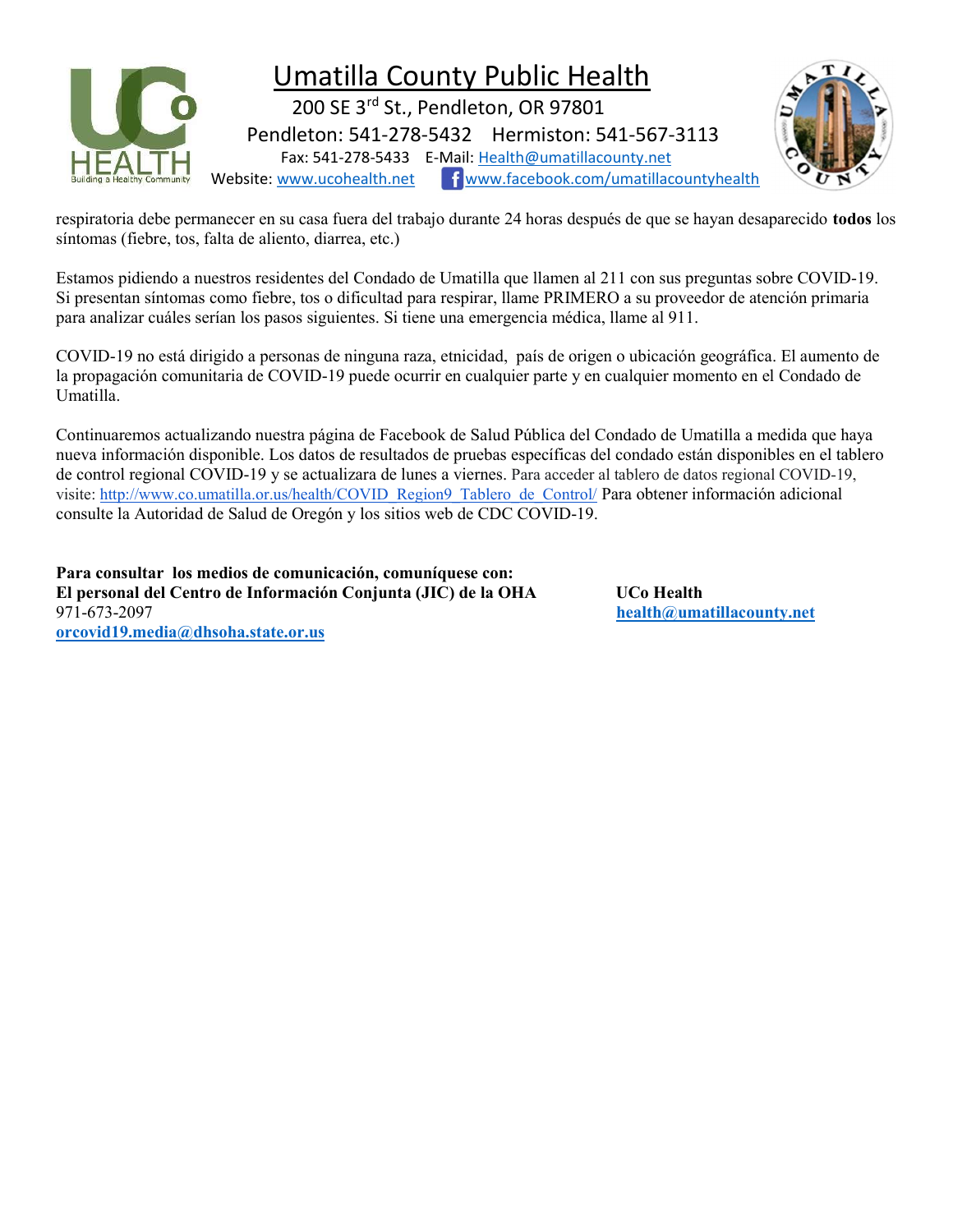# Umatilla County Public Health

200 SE 3rd St., Pendleton, OR 97801

Pendleton: 541-278-5432 Hermiston: 541-567-3113

Fax: 541-278-5433 E-Mail: Health@umatillacounty.net

Website: www.ucohealth.net www.facebook.com/umatillacountyhealth

respiratoria debe permanecer en su casa fuera del trabajo durante 24 horas después de que se hayan desaparecido **todos** los síntomas (fiebre, tos, falta de aliento, diarrea, etc.)

Estamos pidiendo a nuestros residentes del Condado de Umatilla que llamen al 211 con sus preguntas sobre COVID-19. Si presentan síntomas como fiebre, tos o dificultad para respirar, llame PRIMERO a su proveedor de atención primaria para analizar cuáles serían los pasos siguientes. Si tiene una emergencia médica, llame al 911.

COVID-19 no está dirigido a personas de ninguna raza, etnicidad, país de origen o ubicación geográfica. El aumento de la propagación comunitaria de COVID-19 puede ocurrir en cualquier parte y en cualquier momento en el Condado de Umatilla.

Continuaremos actualizando nuestra página de Facebook de Salud Pública del Condado de Umatilla a medida que haya nueva información disponible. Los datos de resultados de pruebas específicas del condado están disponibles en el tablero de control regional COVID-19 y se actualizara de lunes a viernes. Para acceder al tablero de datos regional COVID-19, visite: http://www.co.umatilla.or.us/health/COVID_Region9_Tablero_de_Control/ Para obtener información adicional consulte la Autoridad de Salud de Oregón y los sitios web de CDC COVID-19.

**Para consultar los medios de comunicación, comuníquese con:**
**El personal del Centro de Información Conjunta (JIC) de la OHA**
971-673-2097
**orcovid19.media@dhsoha.state.or.us**

**UCo Health**
**health@umatillacounty.net**